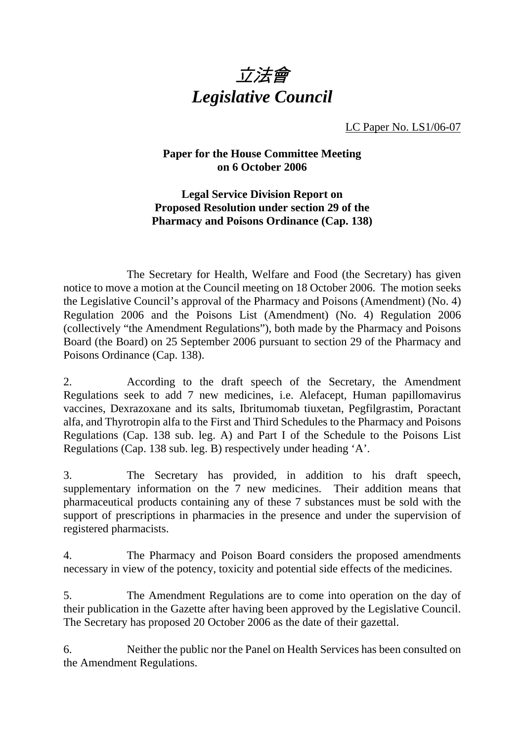# *立法會*
# *Legislative Council*

LC Paper No. LS1/06-07

**Paper for the House Committee Meeting on 6 October 2006**

**Legal Service Division Report on Proposed Resolution under section 29 of the Pharmacy and Poisons Ordinance (Cap. 138)**

The Secretary for Health, Welfare and Food (the Secretary) has given notice to move a motion at the Council meeting on 18 October 2006. The motion seeks the Legislative Council's approval of the Pharmacy and Poisons (Amendment) (No. 4) Regulation 2006 and the Poisons List (Amendment) (No. 4) Regulation 2006 (collectively "the Amendment Regulations"), both made by the Pharmacy and Poisons Board (the Board) on 25 September 2006 pursuant to section 29 of the Pharmacy and Poisons Ordinance (Cap. 138).

2. According to the draft speech of the Secretary, the Amendment Regulations seek to add 7 new medicines, i.e. Alefacept, Human papillomavirus vaccines, Dexrazoxane and its salts, Ibritumomab tiuxetan, Pegfilgrastim, Poractant alfa, and Thyrotropin alfa to the First and Third Schedules to the Pharmacy and Poisons Regulations (Cap. 138 sub. leg. A) and Part I of the Schedule to the Poisons List Regulations (Cap. 138 sub. leg. B) respectively under heading 'A'.

3. The Secretary has provided, in addition to his draft speech, supplementary information on the 7 new medicines. Their addition means that pharmaceutical products containing any of these 7 substances must be sold with the support of prescriptions in pharmacies in the presence and under the supervision of registered pharmacists.

4. The Pharmacy and Poison Board considers the proposed amendments necessary in view of the potency, toxicity and potential side effects of the medicines.

5. The Amendment Regulations are to come into operation on the day of their publication in the Gazette after having been approved by the Legislative Council. The Secretary has proposed 20 October 2006 as the date of their gazettal.

6. Neither the public nor the Panel on Health Services has been consulted on the Amendment Regulations.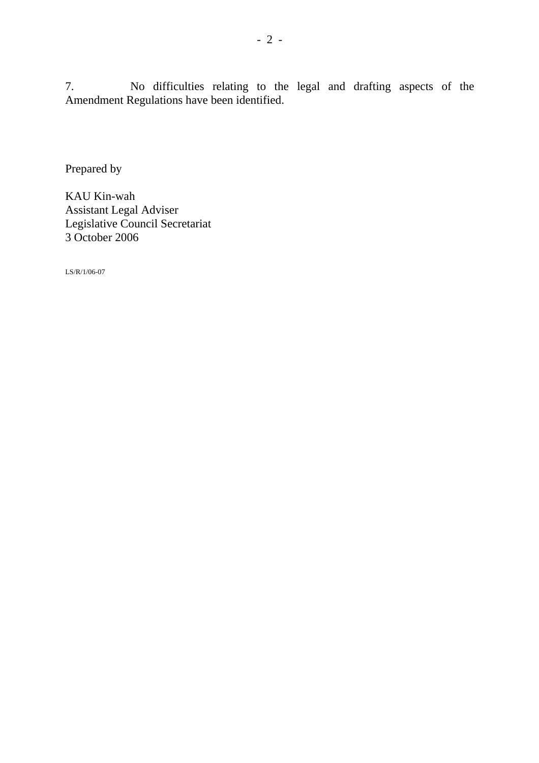7. No difficulties relating to the legal and drafting aspects of the Amendment Regulations have been identified.

Prepared by

KAU Kin-wah
Assistant Legal Adviser
Legislative Council Secretariat
3 October 2006

LS/R/1/06-07